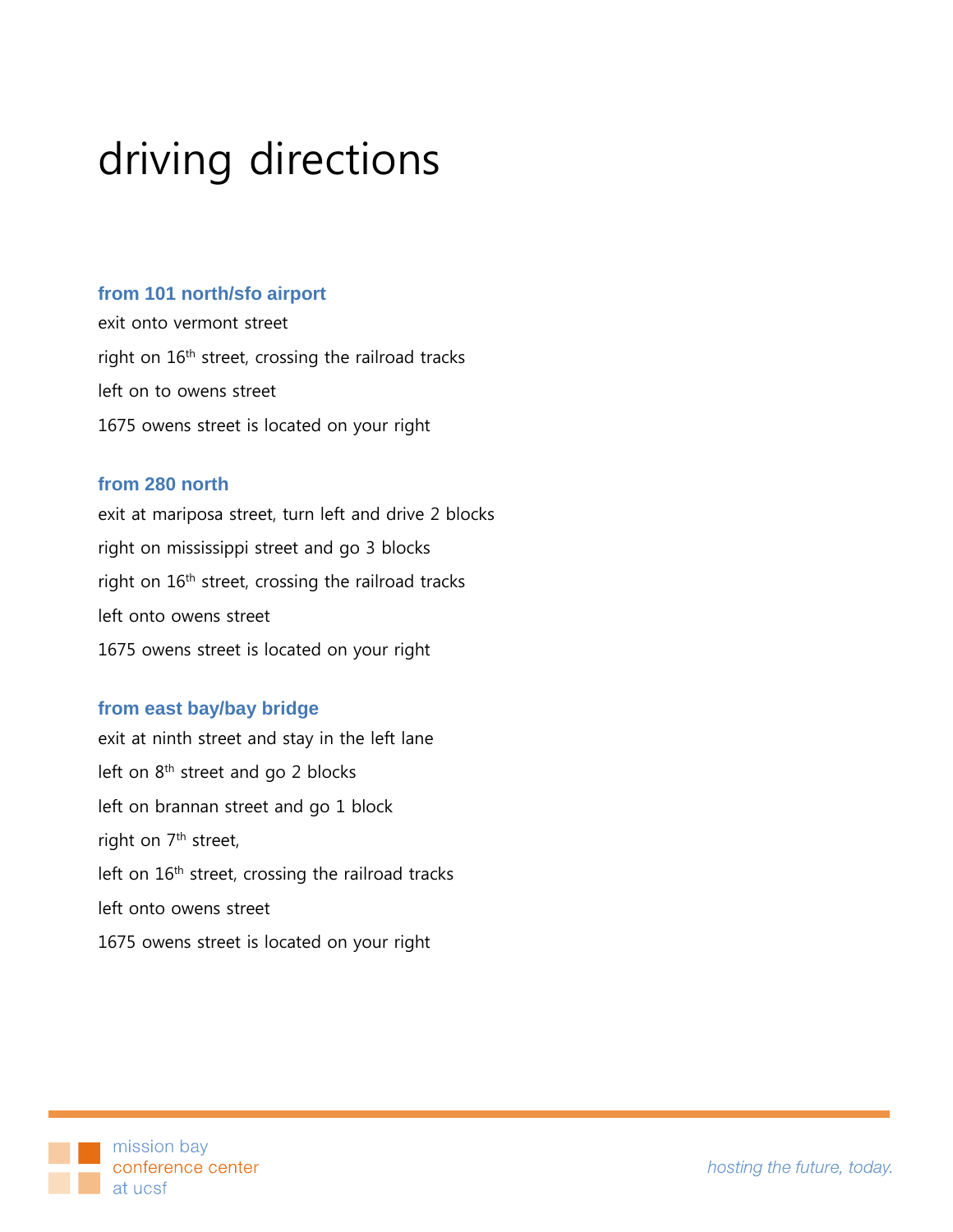# driving directions

### from 101 north/sfo airport

exit onto vermont street

right on 16th street, crossing the railroad tracks

left on to owens street

1675 owens street is located on your right

### from 280 north

exit at mariposa street, turn left and drive 2 blocks

right on mississippi street and go 3 blocks

right on 16th street, crossing the railroad tracks

left onto owens street

1675 owens street is located on your right

### from east bay/bay bridge

exit at ninth street and stay in the left lane

left on 8th street and go 2 blocks

left on brannan street and go 1 block

right on 7th street,

left on 16th street, crossing the railroad tracks

left onto owens street

1675 owens street is located on your right

mission bay
conference center
at ucsf

*hosting the future, today.*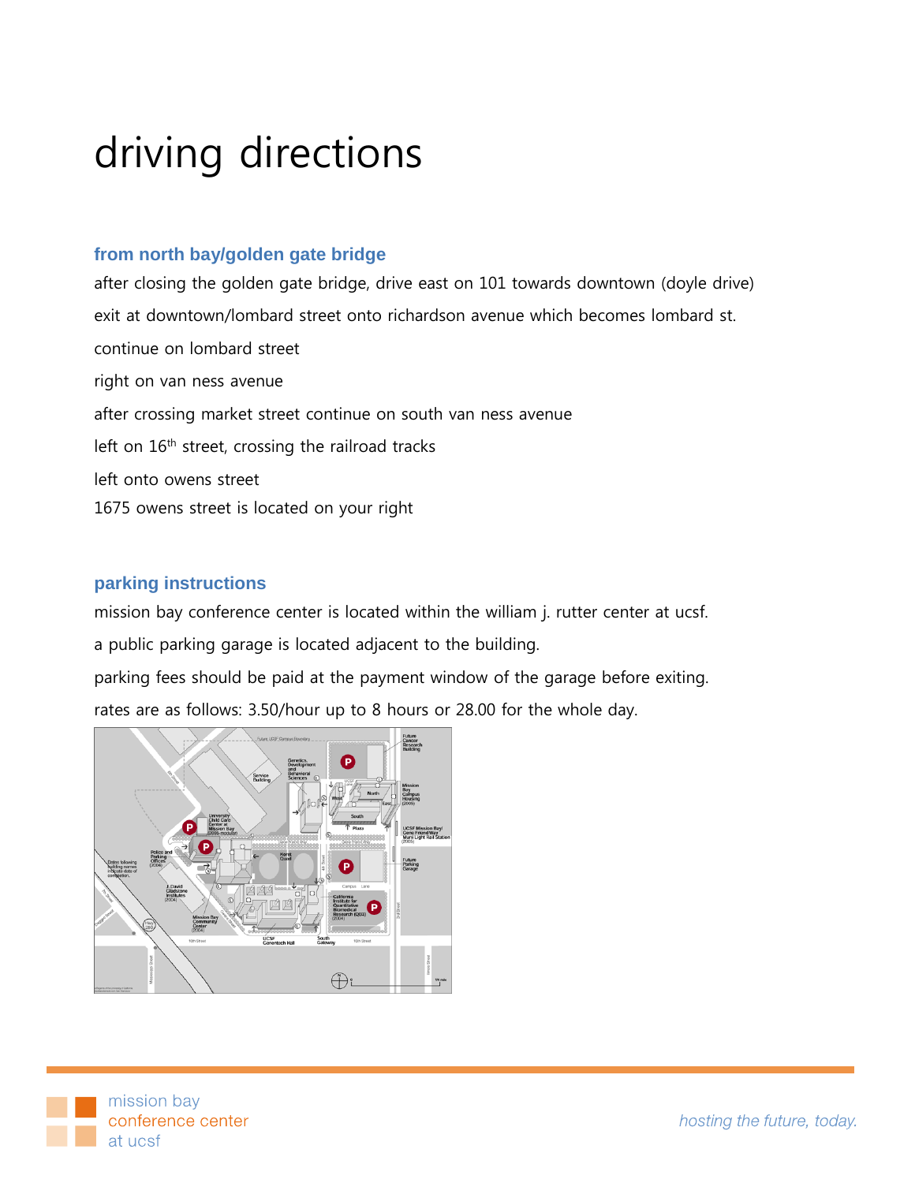# driving directions

### from north bay/golden gate bridge

after closing the golden gate bridge, drive east on 101 towards downtown (doyle drive)

exit at downtown/lombard street onto richardson avenue which becomes lombard st.

continue on lombard street

right on van ness avenue

after crossing market street continue on south van ness avenue

left on 16th street, crossing the railroad tracks

left onto owens street

1675 owens street is located on your right

### parking instructions

mission bay conference center is located within the william j. rutter center at ucsf.

a public parking garage is located adjacent to the building.

parking fees should be paid at the payment window of the garage before exiting.

rates are as follows: 3.50/hour up to 8 hours or 28.00 for the whole day.

Future UCSF Campus Boundary
Future Cancer Research Building
Genetics, Development and Behavioral Sciences
Service Building
UCSF Lane
North
West
East
Mission Bay Campus Housing (2005)
South
Plaza
University Child Care Center at Mission Bay (2005-modular)
UCSF Mission Bay/ Gene Friend Way Muni Light Rail Station (2005)
Gene Friend Way
Police and Parking Offices (2004)
Koret Quad
Future Parking Garage
Dates following building names indicate date of completion.
J. David Gladstone Institutes (2004)
Campus Lane
California Institute for Quantitative Biomedical Research (2004)
Mission Bay Community Center (2004)
UCSF Genentech Hall
South Gateway
16th Street
3rd Street
4th Street
7th Street
Owens Street
Mississippi Street
Illinois Street
1/4 mile

mission bay conference center at ucsf

*hosting the future, today.*